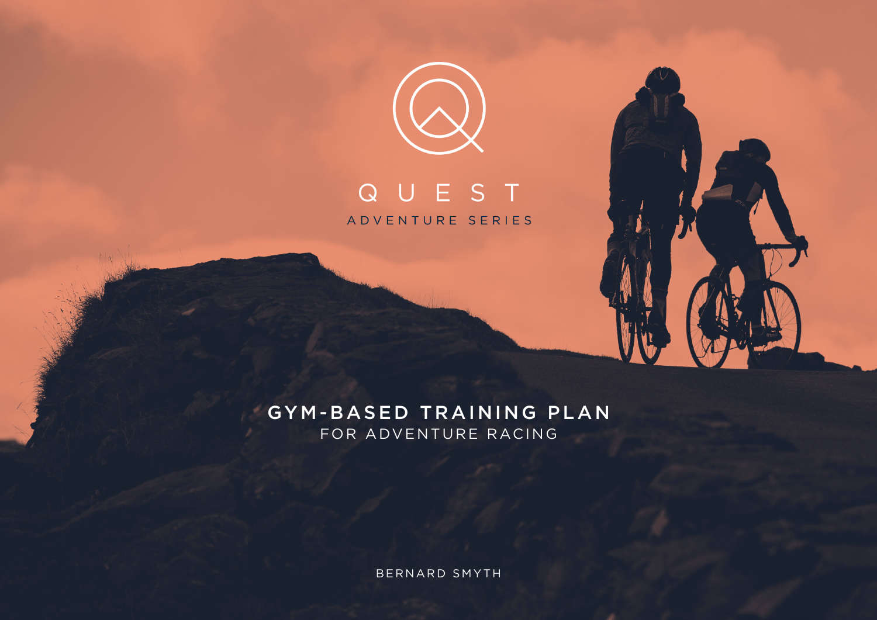# QUEST

ADVENTURE SERIES

## GYM-BASED TRAINING PLAN

FOR ADVENTURE RACING

BERNARD SMYTH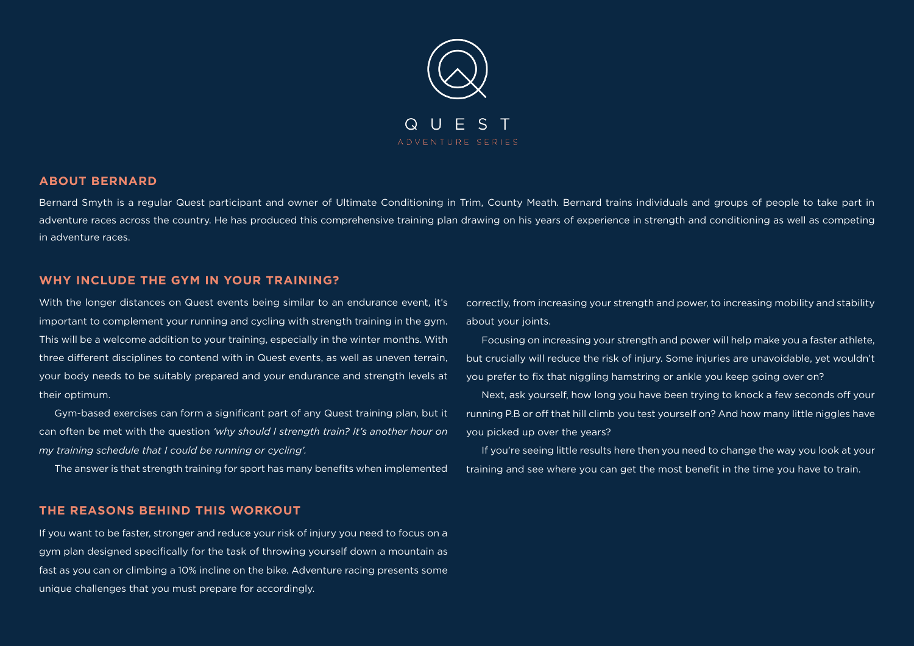QUEST

ADVENTURE SERIES

## ABOUT BERNARD

Bernard Smyth is a regular Quest participant and owner of Ultimate Conditioning in Trim, County Meath. Bernard trains individuals and groups of people to take part in adventure races across the country. He has produced this comprehensive training plan drawing on his years of experience in strength and conditioning as well as competing in adventure races.

## WHY INCLUDE THE GYM IN YOUR TRAINING?

With the longer distances on Quest events being similar to an endurance event, it's important to complement your running and cycling with strength training in the gym. This will be a welcome addition to your training, especially in the winter months. With three different disciplines to contend with in Quest events, as well as uneven terrain, your body needs to be suitably prepared and your endurance and strength levels at their optimum.

Gym-based exercises can form a significant part of any Quest training plan, but it can often be met with the question *'why should I strength train? It's another hour on my training schedule that I could be running or cycling'.*

The answer is that strength training for sport has many benefits when implemented correctly, from increasing your strength and power, to increasing mobility and stability about your joints.

Focusing on increasing your strength and power will help make you a faster athlete, but crucially will reduce the risk of injury. Some injuries are unavoidable, yet wouldn't you prefer to fix that niggling hamstring or ankle you keep going over on?

Next, ask yourself, how long you have been trying to knock a few seconds off your running P.B or off that hill climb you test yourself on? And how many little niggles have you picked up over the years?

If you're seeing little results here then you need to change the way you look at your training and see where you can get the most benefit in the time you have to train.

## THE REASONS BEHIND THIS WORKOUT

If you want to be faster, stronger and reduce your risk of injury you need to focus on a gym plan designed specifically for the task of throwing yourself down a mountain as fast as you can or climbing a 10% incline on the bike. Adventure racing presents some unique challenges that you must prepare for accordingly.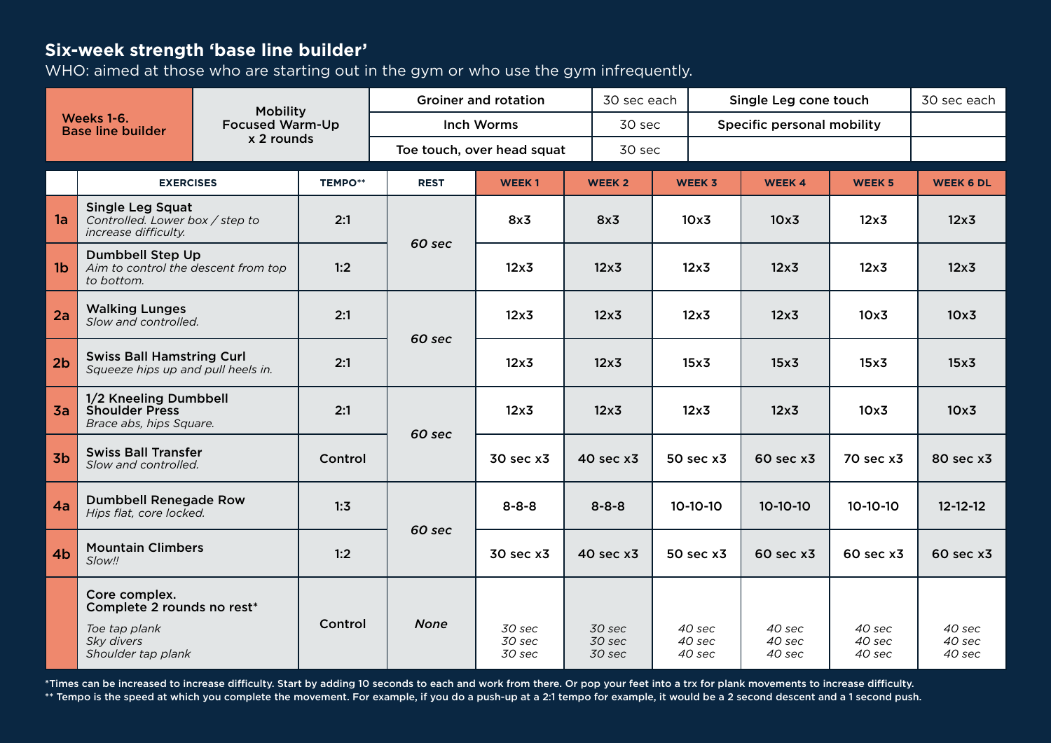## Six-week strength 'base line builder'

WHO: aimed at those who are starting out in the gym or who use the gym infrequently.

| Weeks 1-6. Base line builder | Mobility Focused Warm-Up x 2 rounds | | | | |
|---|---|---|---|---|---|
| | | Groiner and rotation | 30 sec each | Single Leg cone touch | 30 sec each |
| | | Inch Worms | 30 sec | Specific personal mobility | |
| | | Toe touch, over head squat | 30 sec | | |

| | EXERCISES | TEMPO** | REST | WEEK 1 | WEEK 2 | WEEK 3 | WEEK 4 | WEEK 5 | WEEK 6 DL |
|---|---|---|---|---|---|---|---|---|---|
| 1a | **Single Leg Squat** *Controlled. Lower box / step to increase difficulty.* | 2:1 | *60 sec* | 8x3 | 8x3 | 10x3 | 10x3 | 12x3 | 12x3 |
| 1b | **Dumbbell Step Up** *Aim to control the descent from top to bottom.* | 1:2 | | 12x3 | 12x3 | 12x3 | 12x3 | 12x3 | 12x3 |
| 2a | **Walking Lunges** *Slow and controlled.* | 2:1 | *60 sec* | 12x3 | 12x3 | 12x3 | 12x3 | 10x3 | 10x3 |
| 2b | **Swiss Ball Hamstring Curl** *Squeeze hips up and pull heels in.* | 2:1 | | 12x3 | 12x3 | 15x3 | 15x3 | 15x3 | 15x3 |
| 3a | **1/2 Kneeling Dumbbell Shoulder Press** *Brace abs, hips Square.* | 2:1 | *60 sec* | 12x3 | 12x3 | 12x3 | 12x3 | 10x3 | 10x3 |
| 3b | **Swiss Ball Transfer** *Slow and controlled.* | Control | | 30 sec x3 | 40 sec x3 | 50 sec x3 | 60 sec x3 | 70 sec x3 | 80 sec x3 |
| 4a | **Dumbbell Renegade Row** *Hips flat, core locked.* | 1:3 | *60 sec* | 8-8-8 | 8-8-8 | 10-10-10 | 10-10-10 | 10-10-10 | 12-12-12 |
| 4b | **Mountain Climbers** *Slow!!* | 1:2 | | 30 sec x3 | 40 sec x3 | 50 sec x3 | 60 sec x3 | 60 sec x3 | 60 sec x3 |
| | **Core complex. Complete 2 rounds no rest*** *Toe tap plank* *Sky divers* *Shoulder tap plank* | Control | *None* | *30 sec* *30 sec* *30 sec* | *30 sec* *30 sec* *30 sec* | *40 sec* *40 sec* *40 sec* | *40 sec* *40 sec* *40 sec* | *40 sec* *40 sec* *40 sec* | *40 sec* *40 sec* *40 sec* |

*Times can be increased to increase difficulty. Start by adding 10 seconds to each and work from there. Or pop your feet into a trx for plank movements to increase difficulty.

** Tempo is the speed at which you complete the movement. For example, if you do a push-up at a 2:1 tempo for example, it would be a 2 second descent and a 1 second push.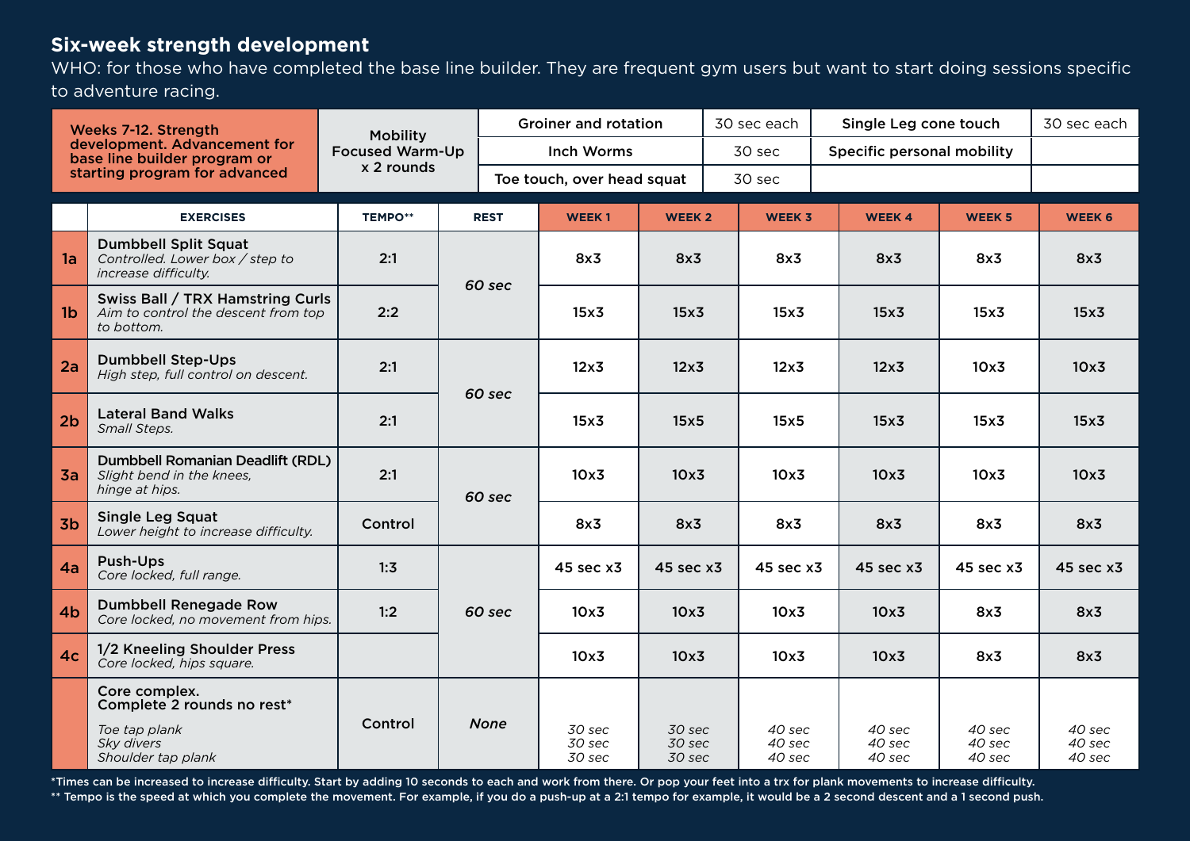## Six-week strength development

WHO: for those who have completed the base line builder. They are frequent gym users but want to start doing sessions specific to adventure racing.

| Weeks 7-12. Strength development. Advancement for base line builder program or starting program for advanced | Mobility Focused Warm-Up x 2 rounds | Groiner and rotation | 30 sec each | Single Leg cone touch | 30 sec each |
|---|---|---|---|---|---|
| | | Inch Worms | 30 sec | Specific personal mobility | |
| | | Toe touch, over head squat | 30 sec | | |

| | EXERCISES | TEMPO** | REST | WEEK 1 | WEEK 2 | WEEK 3 | WEEK 4 | WEEK 5 | WEEK 6 |
|---|---|---|---|---|---|---|---|---|---|
| 1a | **Dumbbell Split Squat** *Controlled. Lower box / step to increase difficulty.* | 2:1 | *60 sec* | 8x3 | 8x3 | 8x3 | 8x3 | 8x3 | 8x3 |
| 1b | **Swiss Ball / TRX Hamstring Curls** *Aim to control the descent from top to bottom.* | 2:2 | | 15x3 | 15x3 | 15x3 | 15x3 | 15x3 | 15x3 |
| 2a | **Dumbbell Step-Ups** *High step, full control on descent.* | 2:1 | *60 sec* | 12x3 | 12x3 | 12x3 | 12x3 | 10x3 | 10x3 |
| 2b | **Lateral Band Walks** *Small Steps.* | 2:1 | | 15x3 | 15x5 | 15x5 | 15x3 | 15x3 | 15x3 |
| 3a | **Dumbbell Romanian Deadlift (RDL)** *Slight bend in the knees, hinge at hips.* | 2:1 | *60 sec* | 10x3 | 10x3 | 10x3 | 10x3 | 10x3 | 10x3 |
| 3b | **Single Leg Squat** *Lower height to increase difficulty.* | Control | | 8x3 | 8x3 | 8x3 | 8x3 | 8x3 | 8x3 |
| 4a | **Push-Ups** *Core locked, full range.* | 1:3 | *60 sec* | 45 sec x3 | 45 sec x3 | 45 sec x3 | 45 sec x3 | 45 sec x3 | 45 sec x3 |
| 4b | **Dumbbell Renegade Row** *Core locked, no movement from hips.* | 1:2 | | 10x3 | 10x3 | 10x3 | 10x3 | 8x3 | 8x3 |
| 4c | **1/2 Kneeling Shoulder Press** *Core locked, hips square.* | | | 10x3 | 10x3 | 10x3 | 10x3 | 8x3 | 8x3 |
| | **Core complex. Complete 2 rounds no rest*** *Toe tap plank* *Sky divers* *Shoulder tap plank* | Control | *None* | *30 sec* *30 sec* *30 sec* | *30 sec* *30 sec* *30 sec* | *40 sec* *40 sec* *40 sec* | *40 sec* *40 sec* *40 sec* | *40 sec* *40 sec* *40 sec* | *40 sec* *40 sec* *40 sec* |

*Times can be increased to increase difficulty. Start by adding 10 seconds to each and work from there. Or pop your feet into a trx for plank movements to increase difficulty.

** Tempo is the speed at which you complete the movement. For example, if you do a push-up at a 2:1 tempo for example, it would be a 2 second descent and a 1 second push.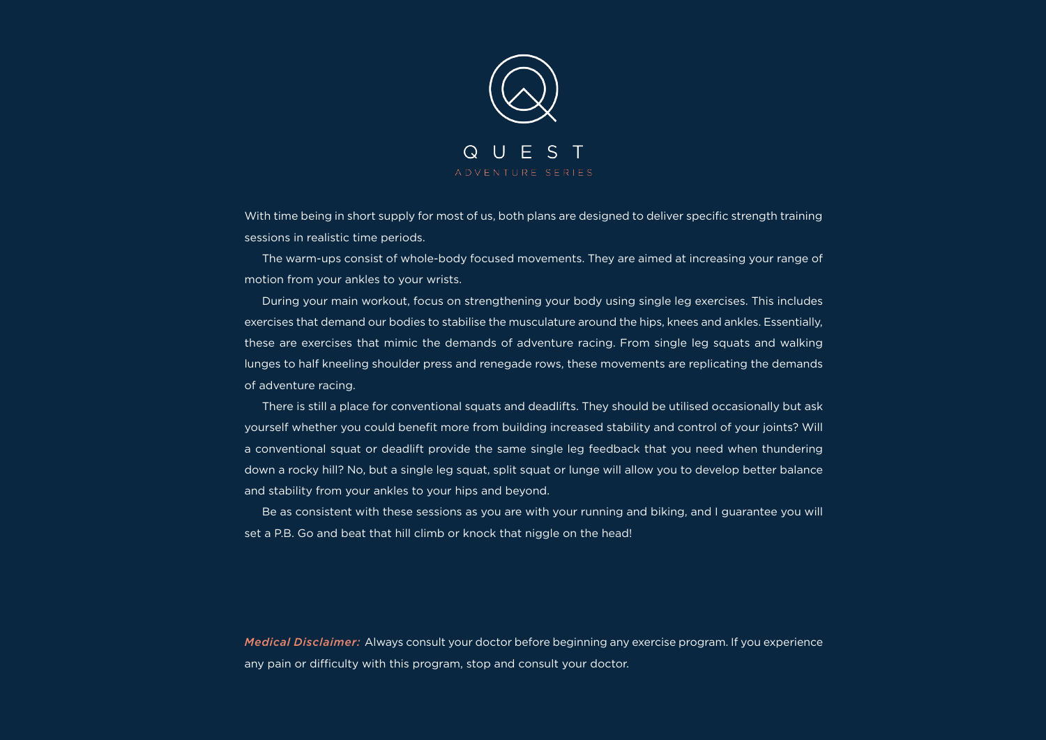QUEST

ADVENTURE SERIES

With time being in short supply for most of us, both plans are designed to deliver specific strength training sessions in realistic time periods.

The warm-ups consist of whole-body focused movements. They are aimed at increasing your range of motion from your ankles to your wrists.

During your main workout, focus on strengthening your body using single leg exercises. This includes exercises that demand our bodies to stabilise the musculature around the hips, knees and ankles. Essentially, these are exercises that mimic the demands of adventure racing. From single leg squats and walking lunges to half kneeling shoulder press and renegade rows, these movements are replicating the demands of adventure racing.

There is still a place for conventional squats and deadlifts. They should be utilised occasionally but ask yourself whether you could benefit more from building increased stability and control of your joints? Will a conventional squat or deadlift provide the same single leg feedback that you need when thundering down a rocky hill? No, but a single leg squat, split squat or lunge will allow you to develop better balance and stability from your ankles to your hips and beyond.

Be as consistent with these sessions as you are with your running and biking, and I guarantee you will set a P.B. Go and beat that hill climb or knock that niggle on the head!

***Medical Disclaimer:*** Always consult your doctor before beginning any exercise program. If you experience any pain or difficulty with this program, stop and consult your doctor.